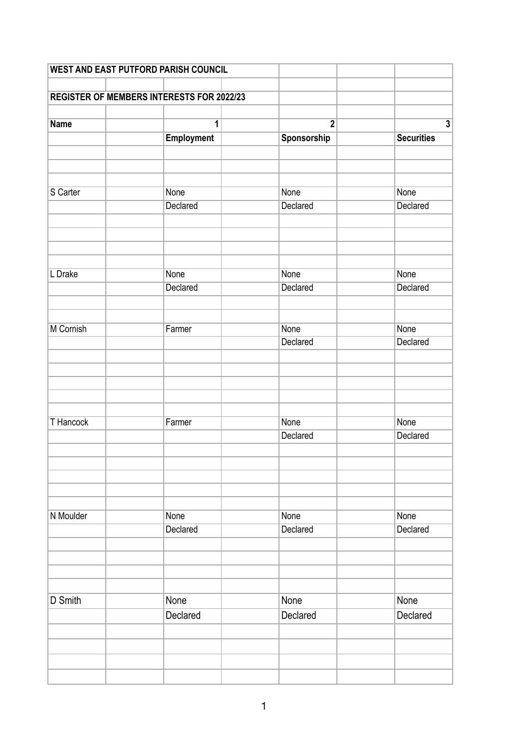**WEST AND EAST PUTFORD PARISH COUNCIL**

**REGISTER OF MEMBERS INTERESTS FOR 2022/23**

| Name | 1 | 2 | 3 |
|---|---|---|---|
| | **Employment** | **Sponsorship** | **Securities** |
| S Carter | None | None | None |
| | Declared | Declared | Declared |
| L Drake | None | None | None |
| | Declared | Declared | Declared |
| M Cornish | Farmer | None | None |
| | | Declared | Declared |
| T Hancock | Farmer | None | None |
| | | Declared | Declared |
| N Moulder | None | None | None |
| | Declared | Declared | Declared |
| D Smith | None | None | None |
| | Declared | Declared | Declared |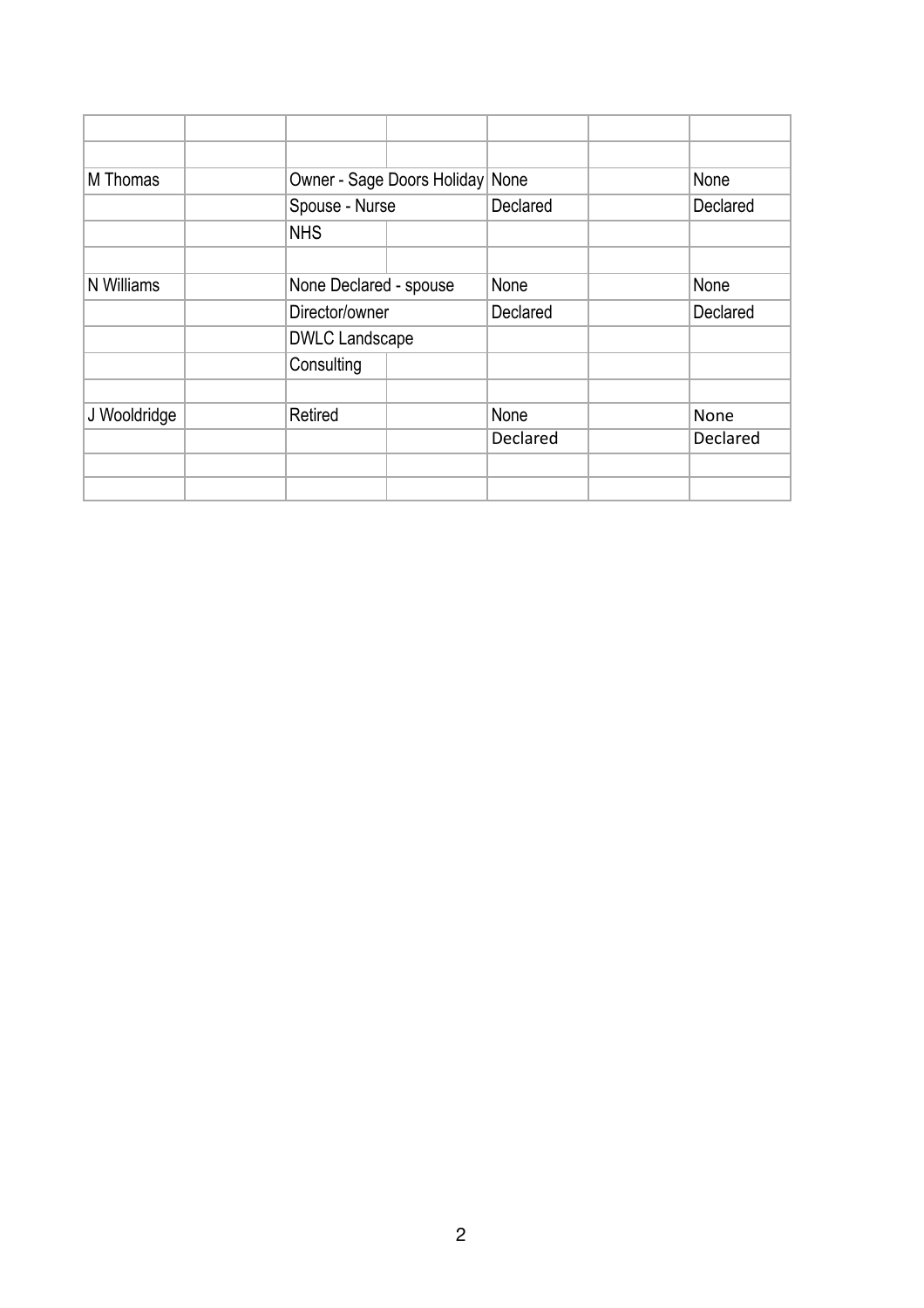| | | | | | | |
|---|---|---|---|---|---|---|
| | | | | | | |
| M Thomas | | Owner - Sage Doors Holiday | | None | | None |
| | | Spouse - Nurse | | Declared | | Declared |
| | | NHS | | | | |
| | | | | | | |
| N Williams | | None Declared - spouse | | None | | None |
| | | Director/owner | | Declared | | Declared |
| | | DWLC Landscape | | | | |
| | | Consulting | | | | |
| | | | | | | |
| J Wooldridge | | Retired | | None | | None |
| | | | | Declared | | Declared |
| | | | | | | |
| | | | | | | |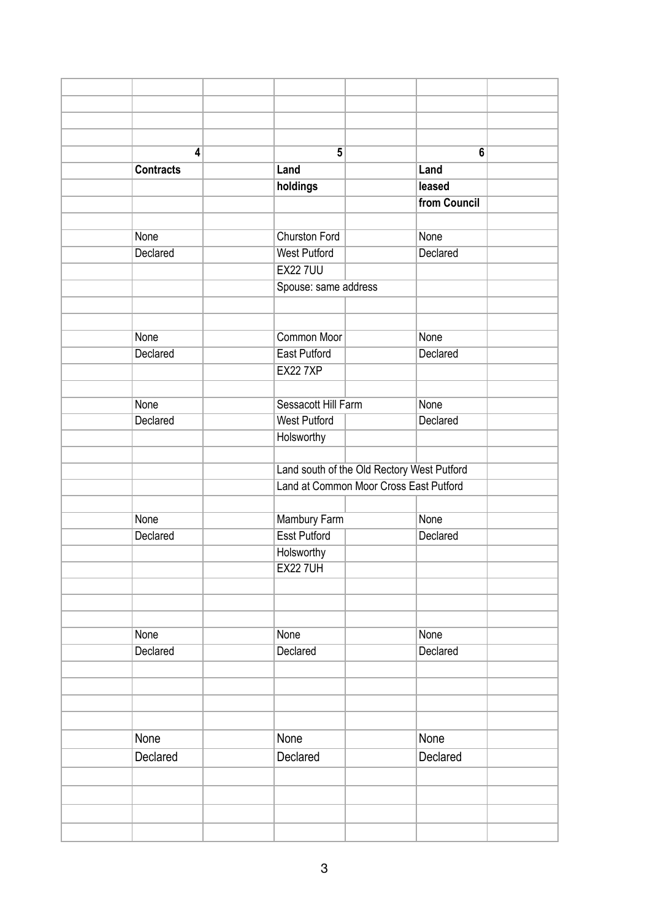| 4 | 5 | 6 |
|---|---|---|
| **Contracts** | **Land holdings** | **Land leased from Council** |
| None Declared | Churston Ford<br>West Putford<br>EX22 7UU<br>Spouse: same address | None Declared |
| None Declared | Common Moor<br>East Putford<br>EX22 7XP | None Declared |
| None Declared | Sessacott Hill Farm<br>West Putford<br>Holsworthy<br><br>Land south of the Old Rectory West Putford<br>Land at Common Moor Cross East Putford | None Declared |
| None Declared | Mambury Farm<br>Esst Putford<br>Holsworthy<br>EX22 7UH | None Declared |
| None Declared | None Declared | None Declared |
| None Declared | None Declared | None Declared |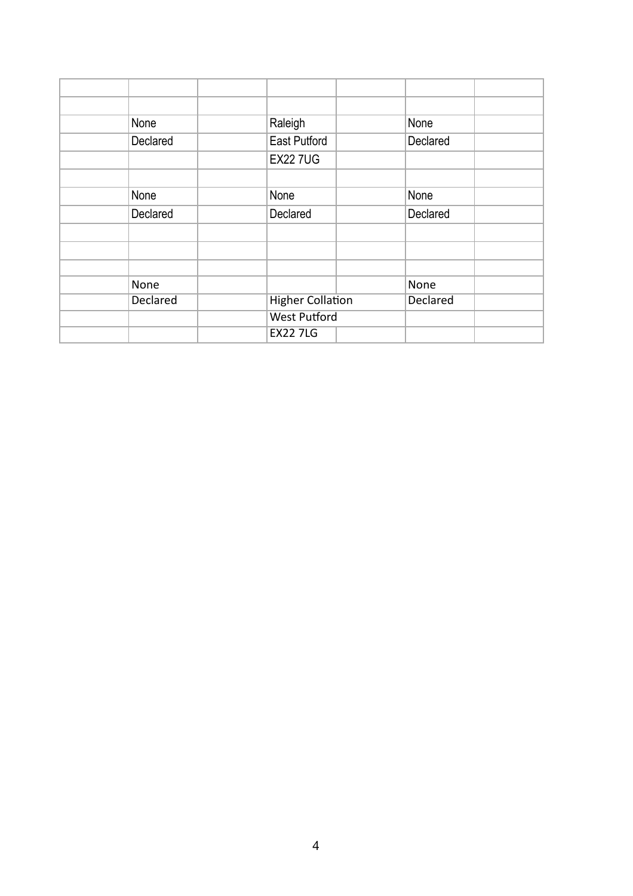| | | | | | | |
|---|---|---|---|---|---|---|
| | | | | | | |
| | None | | Raleigh | | None | |
| | Declared | | East Putford | | Declared | |
| | | | EX22 7UG | | | |
| | | | | | | |
| | None | | None | | None | |
| | Declared | | Declared | | Declared | |
| | | | | | | |
| | | | | | | |
| | | | | | | |
| | None | | | | None | |
| | Declared | | Higher Collation | | Declared | |
| | | | West Putford | | | |
| | | | EX22 7LG | | | |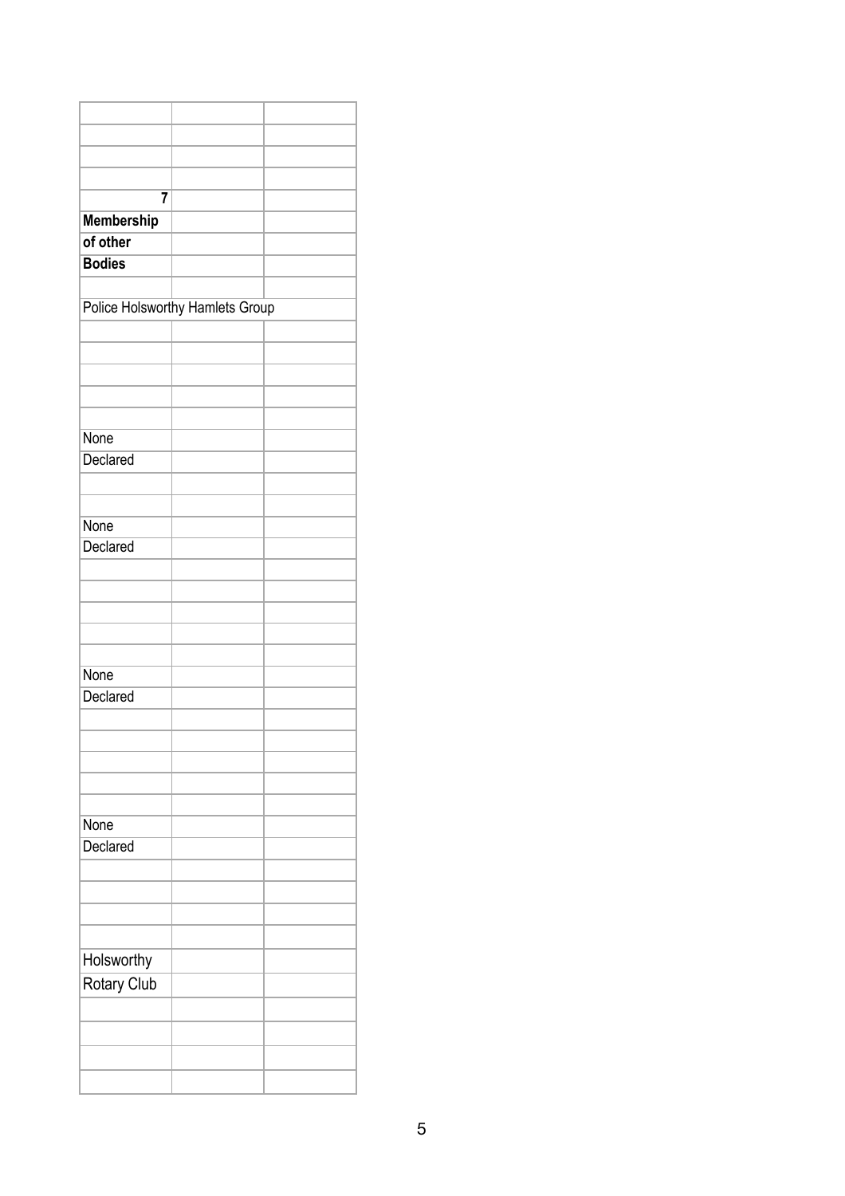| | | |
|---|---|---|
| | | |
| | | |
| | | |
| **7** | | |
| **Membership** | | |
| **of other** | | |
| **Bodies** | | |
| | | |
| Police Holsworthy Hamlets Group | | |
| | | |
| | | |
| | | |
| | | |
| | | |
| None | | |
| Declared | | |
| | | |
| | | |
| None | | |
| Declared | | |
| | | |
| | | |
| | | |
| | | |
| | | |
| None | | |
| Declared | | |
| | | |
| | | |
| | | |
| | | |
| | | |
| None | | |
| Declared | | |
| | | |
| | | |
| | | |
| | | |
| Holsworthy | | |
| Rotary Club | | |
| | | |
| | | |
| | | |
| | | |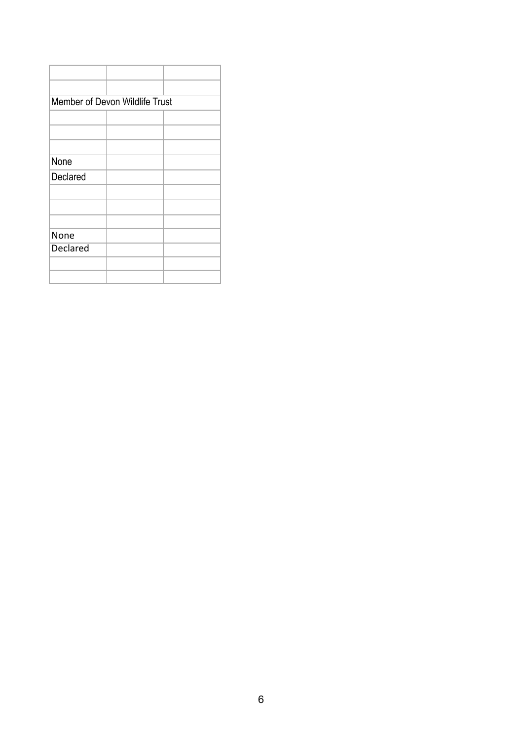| | | |
|---|---|---|
| | | |
| | | |
| Member of Devon Wildlife Trust | | |
| | | |
| | | |
| | | |
| None | | |
| Declared | | |
| | | |
| | | |
| | | |
| None | | |
| Declared | | |
| | | |
| | | |